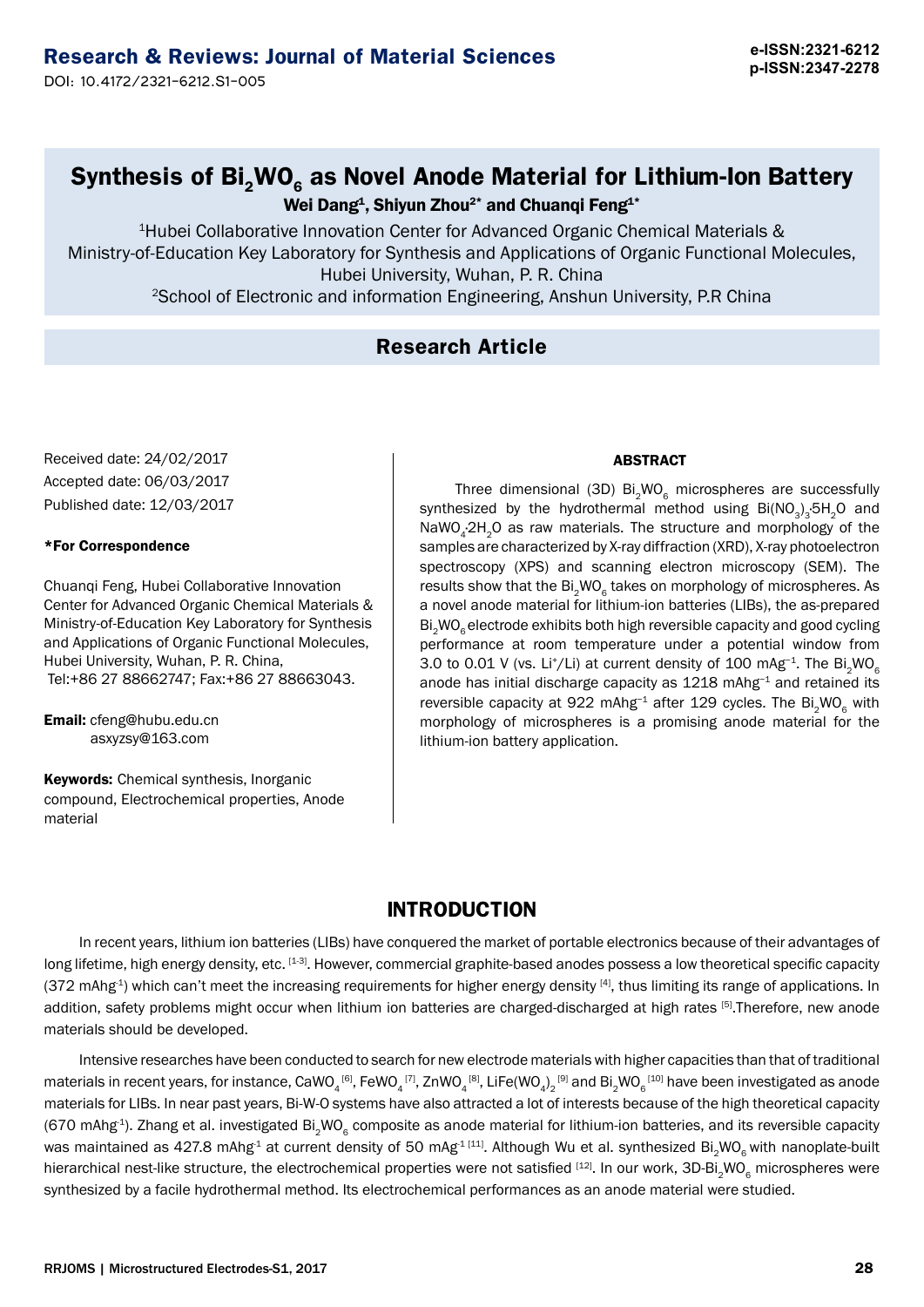# Synthesis of $Bi_2WO_6$ as Novel Anode Material for Lithium-Ion Battery

**Wei Dang[1], Shiyun Zhou[2*] and Chuanqi Feng[1*]**

[1]Hubei Collaborative Innovation Center for Advanced Organic Chemical Materials & Ministry-of-Education Key Laboratory for Synthesis and Applications of Organic Functional Molecules, Hubei University, Wuhan, P. R. China

[2]School of Electronic and information Engineering, Anshun University, P.R China

## Research Article

Received date: 24/02/2017

Accepted date: 06/03/2017

Published date: 12/03/2017

**\*For Correspondence**

Chuanqi Feng, Hubei Collaborative Innovation Center for Advanced Organic Chemical Materials & Ministry-of-Education Key Laboratory for Synthesis and Applications of Organic Functional Molecules, Hubei University, Wuhan, P. R. China, Tel:+86 27 88662747; Fax:+86 27 88663043.

**Email:** cfeng@hubu.edu.cn
asxyzsy@163.com

**Keywords:** Chemical synthesis, Inorganic compound, Electrochemical properties, Anode material

### ABSTRACT

Three dimensional (3D) $Bi_2WO_6$ microspheres are successfully synthesized by the hydrothermal method using $Bi(NO_3)_3{\cdot}5H_2O$ and $NaWO_4{\cdot}2H_2O$ as raw materials. The structure and morphology of the samples are characterized by X-ray diffraction (XRD), X-ray photoelectron spectroscopy (XPS) and scanning electron microscopy (SEM). The results show that the $Bi_2WO_6$ takes on morphology of microspheres. As a novel anode material for lithium-ion batteries (LIBs), the as-prepared $Bi_2WO_6$ electrode exhibits both high reversible capacity and good cycling performance at room temperature under a potential window from 3.0 to 0.01 V (vs. $Li^+/Li$) at current density of 100 $mAg^{-1}$. The $Bi_2WO_6$ anode has initial discharge capacity as 1218 $mAhg^{-1}$ and retained its reversible capacity at 922 $mAhg^{-1}$ after 129 cycles. The $Bi_2WO_6$ with morphology of microspheres is a promising anode material for the lithium-ion battery application.

## INTRODUCTION

In recent years, lithium ion batteries (LIBs) have conquered the market of portable electronics because of their advantages of long lifetime, high energy density, etc. [1-3]. However, commercial graphite-based anodes possess a low theoretical specific capacity (372 $mAhg^{-1}$) which can't meet the increasing requirements for higher energy density [4], thus limiting its range of applications. In addition, safety problems might occur when lithium ion batteries are charged-discharged at high rates [5].Therefore, new anode materials should be developed.

Intensive researches have been conducted to search for new electrode materials with higher capacities than that of traditional materials in recent years, for instance, $CaWO_4$ [6], $FeWO_4$ [7], $ZnWO_4$ [8], $LiFe(WO_4)_2$ [9] and $Bi_2WO_6$ [10] have been investigated as anode materials for LIBs. In near past years, Bi-W-O systems have also attracted a lot of interests because of the high theoretical capacity (670 $mAhg^{-1}$). Zhang et al. investigated $Bi_2WO_6$ composite as anode material for lithium-ion batteries, and its reversible capacity was maintained as 427.8 $mAhg^{-1}$ at current density of 50 $mAg^{-1}$ [11]. Although Wu et al. synthesized $Bi_2WO_6$ with nanoplate-built hierarchical nest-like structure, the electrochemical properties were not satisfied [12]. In our work, 3D-$Bi_2WO_6$ microspheres were synthesized by a facile hydrothermal method. Its electrochemical performances as an anode material were studied.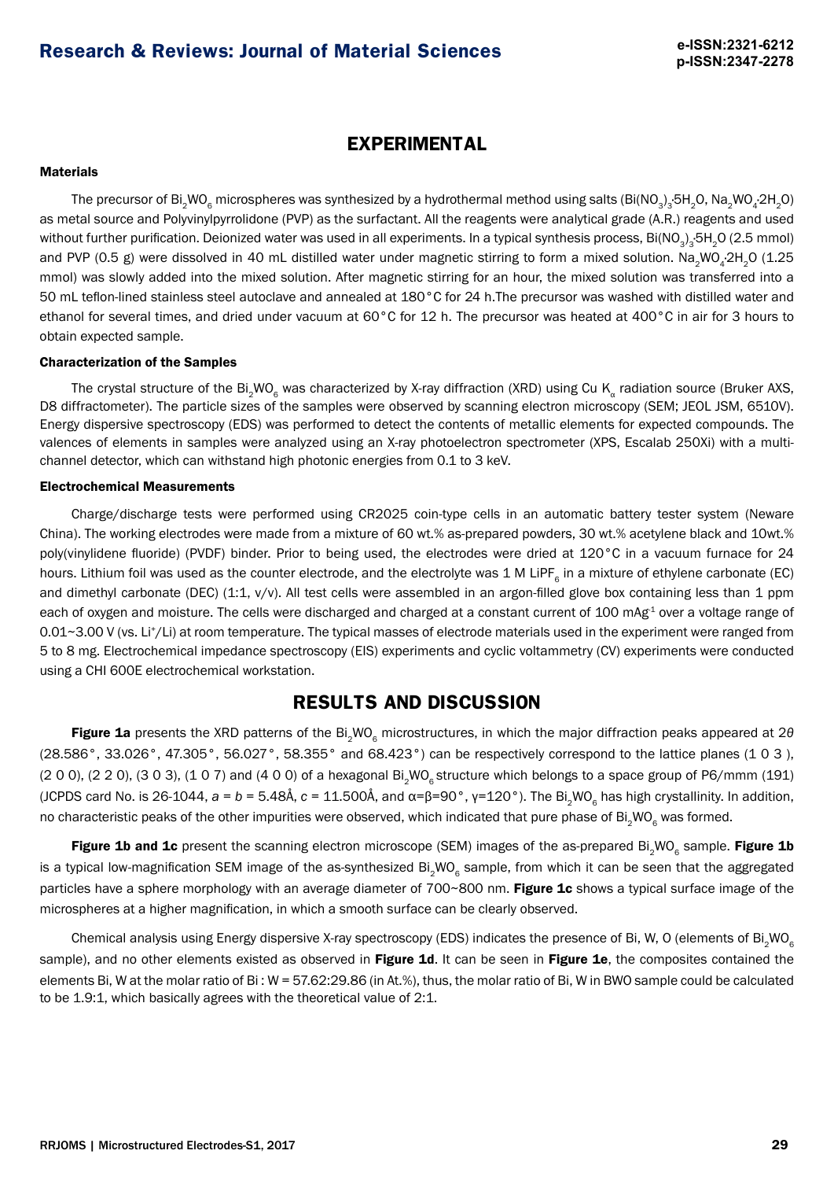## EXPERIMENTAL

### Materials

The precursor of $Bi_2WO_6$ microspheres was synthesized by a hydrothermal method using salts ($Bi(NO_3)_3 \cdot 5H_2O$, $Na_2WO_4 \cdot 2H_2O$) as metal source and Polyvinylpyrrolidone (PVP) as the surfactant. All the reagents were analytical grade (A.R.) reagents and used without further purification. Deionized water was used in all experiments. In a typical synthesis process, $Bi(NO_3)_3 \cdot 5H_2O$ (2.5 mmol) and PVP (0.5 g) were dissolved in 40 mL distilled water under magnetic stirring to form a mixed solution. $Na_2WO_4 \cdot 2H_2O$ (1.25 mmol) was slowly added into the mixed solution. After magnetic stirring for an hour, the mixed solution was transferred into a 50 mL teflon-lined stainless steel autoclave and annealed at 180°C for 24 h.The precursor was washed with distilled water and ethanol for several times, and dried under vacuum at 60°C for 12 h. The precursor was heated at 400°C in air for 3 hours to obtain expected sample.

### Characterization of the Samples

The crystal structure of the $Bi_2WO_6$ was characterized by X-ray diffraction (XRD) using Cu $K_\alpha$ radiation source (Bruker AXS, D8 diffractometer). The particle sizes of the samples were observed by scanning electron microscopy (SEM; JEOL JSM, 6510V). Energy dispersive spectroscopy (EDS) was performed to detect the contents of metallic elements for expected compounds. The valences of elements in samples were analyzed using an X-ray photoelectron spectrometer (XPS, Escalab 250Xi) with a multi-channel detector, which can withstand high photonic energies from 0.1 to 3 keV.

### Electrochemical Measurements

Charge/discharge tests were performed using CR2025 coin-type cells in an automatic battery tester system (Neware China). The working electrodes were made from a mixture of 60 wt.% as-prepared powders, 30 wt.% acetylene black and 10wt.% poly(vinylidene fluoride) (PVDF) binder. Prior to being used, the electrodes were dried at 120°C in a vacuum furnace for 24 hours. Lithium foil was used as the counter electrode, and the electrolyte was 1 M $LiPF_6$ in a mixture of ethylene carbonate (EC) and dimethyl carbonate (DEC) (1:1, v/v). All test cells were assembled in an argon-filled glove box containing less than 1 ppm each of oxygen and moisture. The cells were discharged and charged at a constant current of 100 $mAg^{-1}$ over a voltage range of 0.01~3.00 V (vs. $Li^+$/Li) at room temperature. The typical masses of electrode materials used in the experiment were ranged from 5 to 8 mg. Electrochemical impedance spectroscopy (EIS) experiments and cyclic voltammetry (CV) experiments were conducted using a CHI 600E electrochemical workstation.

## RESULTS AND DISCUSSION

**Figure 1a** presents the XRD patterns of the $Bi_2WO_6$ microstructures, in which the major diffraction peaks appeared at $2\theta$ (28.586°, 33.026°, 47.305°, 56.027°, 58.355° and 68.423°) can be respectively correspond to the lattice planes (1 0 3 ), (2 0 0), (2 2 0), (3 0 3), (1 0 7) and (4 0 0) of a hexagonal $Bi_2WO_6$ structure which belongs to a space group of P6/mmm (191) (JCPDS card No. is 26-1044, $a = b$ = 5.48Å, $c$ = 11.500Å, and α=β=90°, γ=120°). The $Bi_2WO_6$ has high crystallinity. In addition, no characteristic peaks of the other impurities were observed, which indicated that pure phase of $Bi_2WO_6$ was formed.

**Figure 1b and 1c** present the scanning electron microscope (SEM) images of the as-prepared $Bi_2WO_6$ sample. **Figure 1b** is a typical low-magnification SEM image of the as-synthesized $Bi_2WO_6$ sample, from which it can be seen that the aggregated particles have a sphere morphology with an average diameter of 700~800 nm. **Figure 1c** shows a typical surface image of the microspheres at a higher magnification, in which a smooth surface can be clearly observed.

Chemical analysis using Energy dispersive X-ray spectroscopy (EDS) indicates the presence of Bi, W, O (elements of $Bi_2WO_6$ sample), and no other elements existed as observed in **Figure 1d**. It can be seen in **Figure 1e**, the composites contained the elements Bi, W at the molar ratio of Bi : W = 57.62:29.86 (in At.%), thus, the molar ratio of Bi, W in BWO sample could be calculated to be 1.9:1, which basically agrees with the theoretical value of 2:1.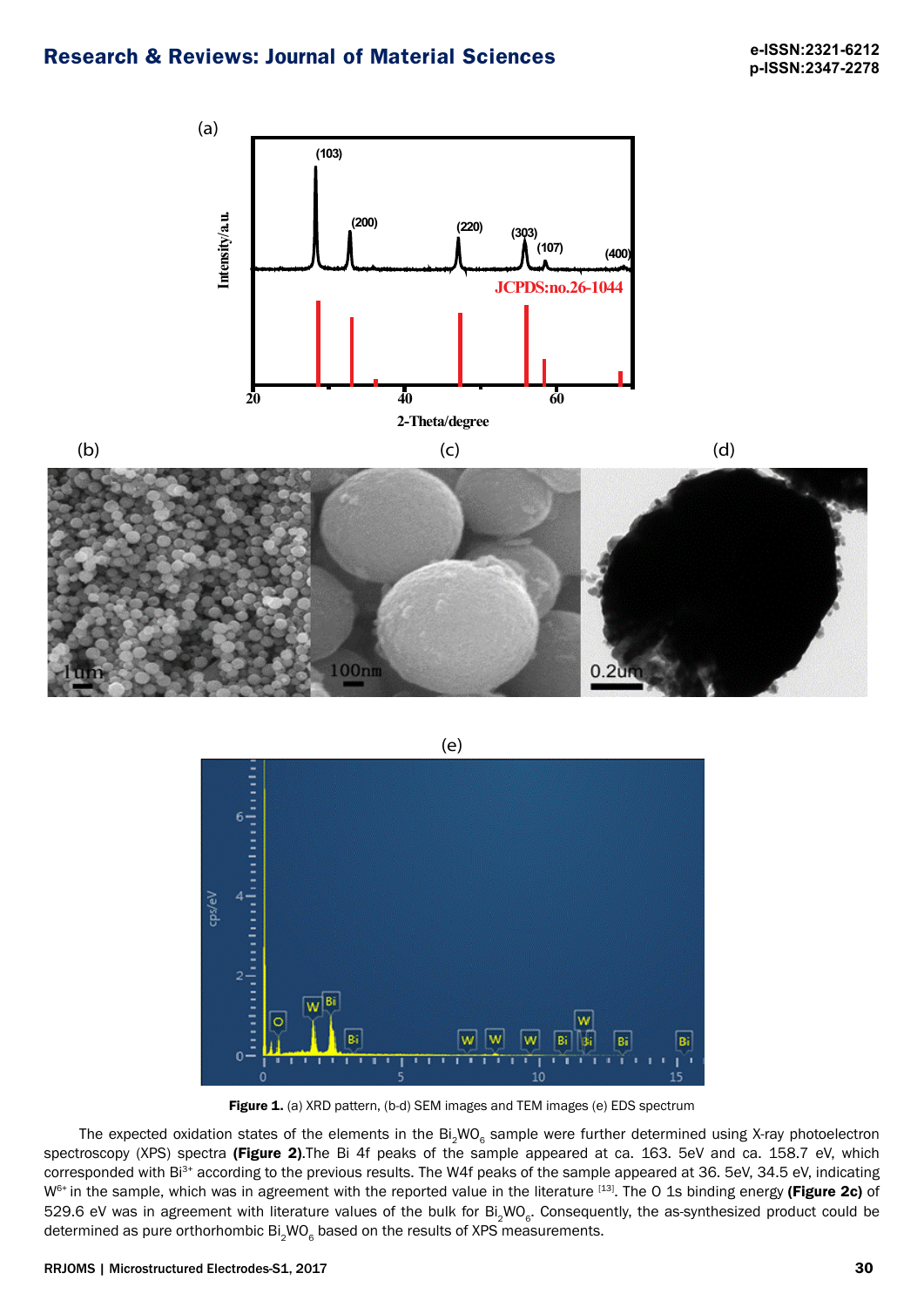**Figure 1.** (a) XRD pattern, (b-d) SEM images and TEM images (e) EDS spectrum

The expected oxidation states of the elements in the $Bi_2WO_6$ sample were further determined using X-ray photoelectron spectroscopy (XPS) spectra **(Figure 2)**.The Bi 4f peaks of the sample appeared at ca. 163. 5eV and ca. 158.7 eV, which corresponded with $Bi^{3+}$ according to the previous results. The W4f peaks of the sample appeared at 36. 5eV, 34.5 eV, indicating $W^{6+}$ in the sample, which was in agreement with the reported value in the literature [13]. The O 1s binding energy **(Figure 2c)** of 529.6 eV was in agreement with literature values of the bulk for $Bi_2WO_6$. Consequently, the as-synthesized product could be determined as pure orthorhombic $Bi_2WO_6$ based on the results of XPS measurements.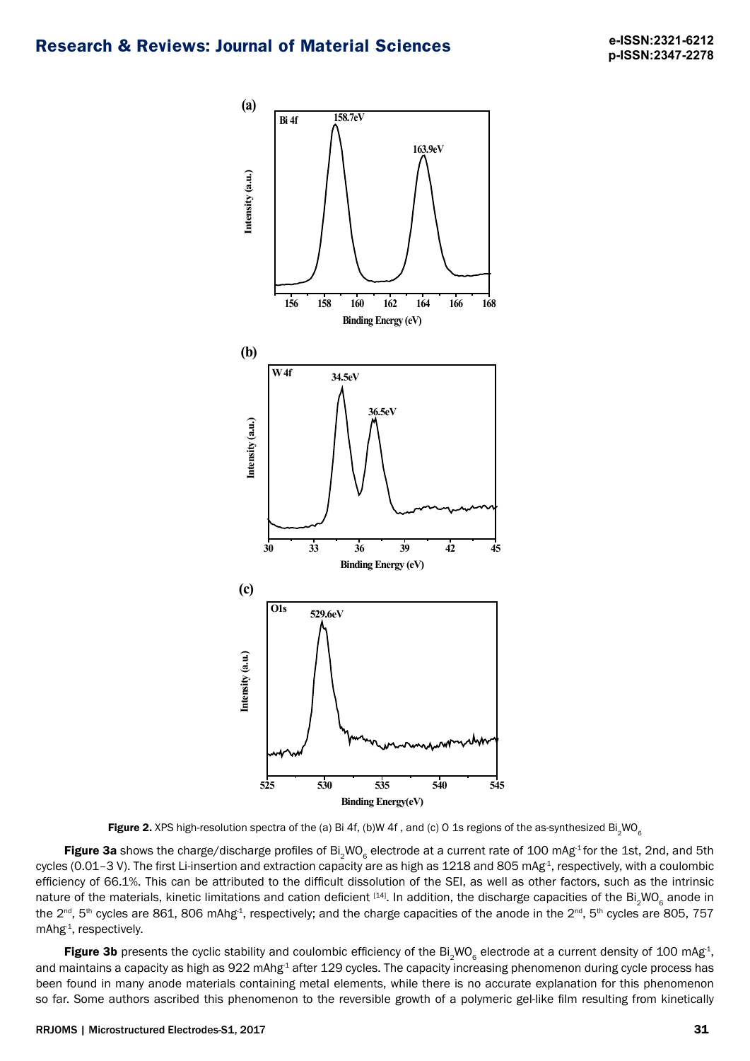Figure 2. XPS high-resolution spectra of the (a) Bi 4f, (b)W 4f , and (c) O 1s regions of the as-synthesized $Bi_2WO_6$

**Figure 3a** shows the charge/discharge profiles of $Bi_2WO_6$ electrode at a current rate of 100 $mAg^{-1}$ for the 1st, 2nd, and 5th cycles (0.01–3 V). The first Li-insertion and extraction capacity are as high as 1218 and 805 $mAg^{-1}$, respectively, with a coulombic efficiency of 66.1%. This can be attributed to the difficult dissolution of the SEI, as well as other factors, such as the intrinsic nature of the materials, kinetic limitations and cation deficient [14]. In addition, the discharge capacities of the $Bi_2WO_6$ anode in the 2nd, 5th cycles are 861, 806 $mAhg^{-1}$, respectively; and the charge capacities of the anode in the 2nd, 5th cycles are 805, 757 $mAhg^{-1}$, respectively.

**Figure 3b** presents the cyclic stability and coulombic efficiency of the $Bi_2WO_6$ electrode at a current density of 100 $mAg^{-1}$, and maintains a capacity as high as 922 $mAhg^{-1}$ after 129 cycles. The capacity increasing phenomenon during cycle process has been found in many anode materials containing metal elements, while there is no accurate explanation for this phenomenon so far. Some authors ascribed this phenomenon to the reversible growth of a polymeric gel-like film resulting from kinetically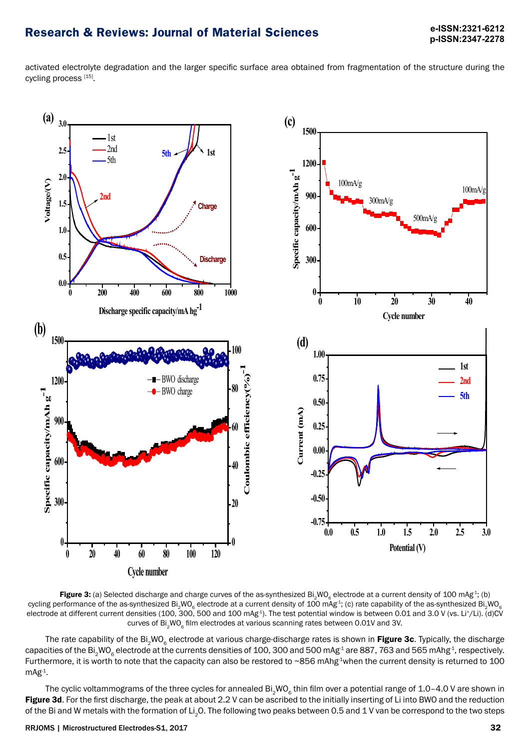activated electrolyte degradation and the larger specific surface area obtained from fragmentation of the structure during the cycling process [15].

**Figure 3:** (a) Selected discharge and charge curves of the as-synthesized $Bi_2WO_6$ electrode at a current density of 100 $mAg^{-1}$; (b) cycling performance of the as-synthesized $Bi_2WO_6$ electrode at a current density of 100 $mAg^{-1}$; (c) rate capability of the as-synthesized $Bi_2WO_6$ electrode at different current densities (100, 300, 500 and 100 $mAg^{-1}$). The test potential window is between 0.01 and 3.0 V (vs. $Li^{+}/Li$). (d)CV curves of $Bi_2WO_6$ film electrodes at various scanning rates between 0.01V and 3V.

The rate capability of the $Bi_2WO_6$ electrode at various charge-discharge rates is shown in **Figure 3c**. Typically, the discharge capacities of the $Bi_2WO_6$ electrode at the currents densities of 100, 300 and 500 $mAg^{-1}$ are 887, 763 and 565 $mAhg^{-1}$, respectively. Furthermore, it is worth to note that the capacity can also be restored to ~856 $mAhg^{-1}$when the current density is returned to 100 $mAg^{-1}$.

The cyclic voltammograms of the three cycles for annealed $Bi_2WO_6$ thin film over a potential range of 1.0–4.0 V are shown in **Figure 3d**. For the first discharge, the peak at about 2.2 V can be ascribed to the initially inserting of Li into BWO and the reduction of the Bi and W metals with the formation of $Li_2O$. The following two peaks between 0.5 and 1 V van be correspond to the two steps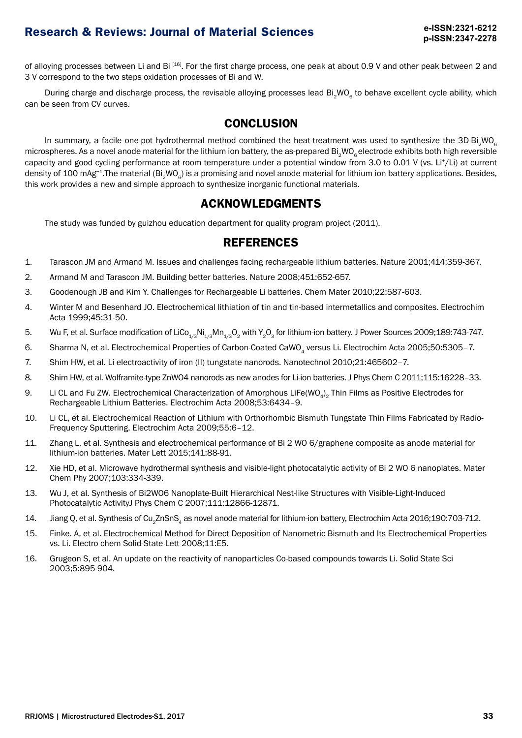of alloying processes between Li and Bi [16]. For the first charge process, one peak at about 0.9 V and other peak between 2 and 3 V correspond to the two steps oxidation processes of Bi and W.

During charge and discharge process, the revisable alloying processes lead $Bi_2WO_6$ to behave excellent cycle ability, which can be seen from CV curves.

## CONCLUSION

In summary, a facile one-pot hydrothermal method combined the heat-treatment was used to synthesize the 3D-$Bi_2WO_6$ microspheres. As a novel anode material for the lithium ion battery, the as-prepared $Bi_2WO_6$ electrode exhibits both high reversible capacity and good cycling performance at room temperature under a potential window from 3.0 to 0.01 V (vs. $Li^+$/Li) at current density of 100 $mAg^{-1}$.The material ($Bi_2WO_6$) is a promising and novel anode material for lithium ion battery applications. Besides, this work provides a new and simple approach to synthesize inorganic functional materials.

## ACKNOWLEDGMENTS

The study was funded by guizhou education department for quality program project (2011).

## REFERENCES

1. Tarascon JM and Armand M. Issues and challenges facing rechargeable lithium batteries. Nature 2001;414:359-367.
2. Armand M and Tarascon JM. Building better batteries. Nature 2008;451:652-657.
3. Goodenough JB and Kim Y. Challenges for Rechargeable Li batteries. Chem Mater 2010;22:587-603.
4. Winter M and Besenhard JO. Electrochemical lithiation of tin and tin-based intermetallics and composites. Electrochim Acta 1999;45:31-50.
5. Wu F, et al. Surface modification of $LiCo_{1/3}Ni_{1/3}Mn_{1/3}O_2$ with $Y_2O_3$ for lithium-ion battery. J Power Sources 2009;189:743-747.
6. Sharma N, et al. Electrochemical Properties of Carbon-Coated $CaWO_4$ versus Li. Electrochim Acta 2005;50:5305–7.
7. Shim HW, et al. Li electroactivity of iron (II) tungstate nanorods. Nanotechnol 2010;21:465602–7.
8. Shim HW, et al. Wolframite-type ZnWO4 nanorods as new anodes for Li-ion batteries. J Phys Chem C 2011;115:16228–33.
9. Li CL and Fu ZW. Electrochemical Characterization of Amorphous $LiFe(WO_4)_2$ Thin Films as Positive Electrodes for Rechargeable Lithium Batteries. Electrochim Acta 2008;53:6434–9.
10. Li CL, et al. Electrochemical Reaction of Lithium with Orthorhombic Bismuth Tungstate Thin Films Fabricated by Radio-Frequency Sputtering. Electrochim Acta 2009;55:6–12.
11. Zhang L, et al. Synthesis and electrochemical performance of Bi 2 WO 6/graphene composite as anode material for lithium-ion batteries. Mater Lett 2015;141:88-91.
12. Xie HD, et al. Microwave hydrothermal synthesis and visible-light photocatalytic activity of Bi 2 WO 6 nanoplates. Mater Chem Phy 2007;103:334-339.
13. Wu J, et al. Synthesis of Bi2WO6 Nanoplate-Built Hierarchical Nest-like Structures with Visible-Light-Induced Photocatalytic ActivityJ Phys Chem C 2007;111:12866-12871.
14. Jiang Q, et al. Synthesis of $Cu_2ZnSnS_4$ as novel anode material for lithium-ion battery, Electrochim Acta 2016;190:703-712.
15. Finke. A, et al. Electrochemical Method for Direct Deposition of Nanometric Bismuth and Its Electrochemical Properties vs. Li. Electro chem Solid-State Lett 2008;11:E5.
16. Grugeon S, et al. An update on the reactivity of nanoparticles Co-based compounds towards Li. Solid State Sci 2003;5:895-904.